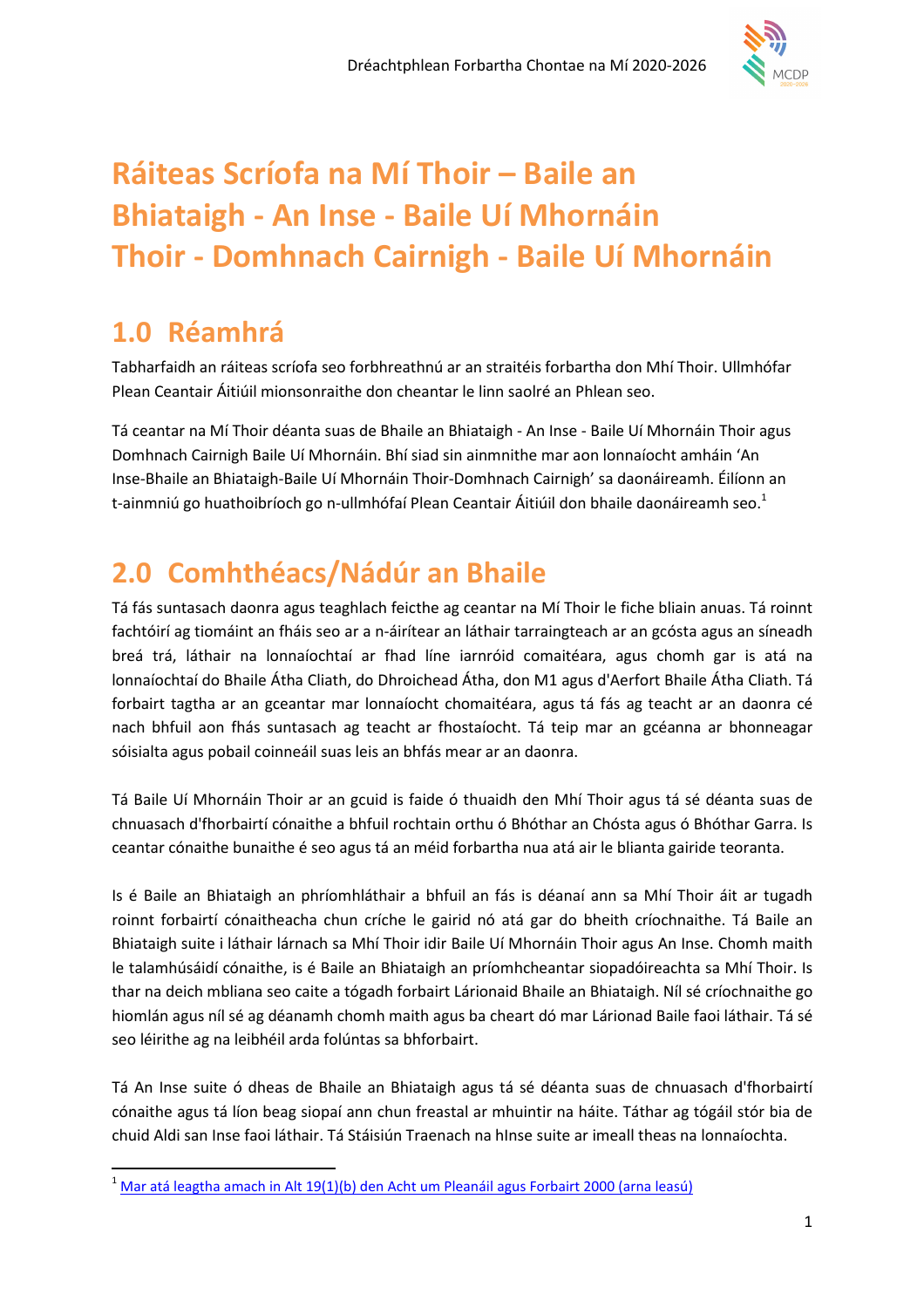# Ráiteas Scríofa na Mí Thoir – Baile an Bhiataigh - An Inse - Baile Uí Mhornáin Thoir - Domhnach Cairnigh - Baile Uí Mhornáin

## 1.0 Réamhrá

Tabharfaidh an ráiteas scríofa seo forbhreathnú ar an straitéis forbartha don Mhí Thoir. Ullmhófar Plean Ceantair Áitiúil mionsonraithe don cheantar le linn saolré an Phlean seo.

Tá ceantar na Mí Thoir déanta suas de Bhaile an Bhiataigh - An Inse - Baile Uí Mhornáin Thoir agus Domhnach Cairnigh Baile Uí Mhornáin. Bhí siad sin ainmnithe mar aon lonnaíocht amháin 'An Inse-Bhaile an Bhiataigh-Baile Uí Mhornáin Thoir-Domhnach Cairnigh' sa daonáireamh. Éilíonn an t-ainmniú go huathoibríoch go n-ullmhófaí Plean Ceantair Áitiúil don bhaile daonáireamh seo.[1]

## 2.0 Comhthéacs/Nádúr an Bhaile

Tá fás suntasach daonra agus teaghlach feicthe ag ceantar na Mí Thoir le fiche bliain anuas. Tá roinnt fachtóirí ag tiomáint an fháis seo ar a n-áirítear an láthair tarraingteach ar an gcósta agus an síneadh breá trá, láthair na lonnaíochtaí ar fhad líne iarnróid comaitéara, agus chomh gar is atá na lonnaíochtaí do Bhaile Átha Cliath, do Dhroichead Átha, don M1 agus d'Aerfort Bhaile Átha Cliath. Tá forbairt tagtha ar an gceantar mar lonnaíocht chomaitéara, agus tá fás ag teacht ar an daonra cé nach bhfuil aon fhás suntasach ag teacht ar fhostaíocht. Tá teip mar an gcéanna ar bhonneagar sóisialta agus pobail coinneáil suas leis an bhfás mear ar an daonra.

Tá Baile Uí Mhornáin Thoir ar an gcuid is faide ó thuaidh den Mhí Thoir agus tá sé déanta suas de chnuasach d'fhorbairtí cónaithe a bhfuil rochtain orthu ó Bhóthar an Chósta agus ó Bhóthar Garra. Is ceantar cónaithe bunaithe é seo agus tá an méid forbartha nua atá air le blianta gairide teoranta.

Is é Baile an Bhiataigh an phríomhláthair a bhfuil an fás is déanaí ann sa Mhí Thoir áit ar tugadh roinnt forbairtí cónaitheacha chun críche le gairid nó atá gar do bheith críochnaithe. Tá Baile an Bhiataigh suite i láthair lárnach sa Mhí Thoir idir Baile Uí Mhornáin Thoir agus An Inse. Chomh maith le talamhúsáidí cónaithe, is é Baile an Bhiataigh an príomhcheantar siopadóireachta sa Mhí Thoir. Is thar na deich mbliana seo caite a tógadh forbairt Lárionaid Bhaile an Bhiataigh. Níl sé críochnaithe go hiomlán agus níl sé ag déanamh chomh maith agus ba cheart dó mar Lárionad Baile faoi láthair. Tá sé seo léirithe ag na leibhéil arda folúntas sa bhforbairt.

Tá An Inse suite ó dheas de Bhaile an Bhiataigh agus tá sé déanta suas de chnuasach d'fhorbairtí cónaithe agus tá líon beag siopaí ann chun freastal ar mhuintir na háite. Táthar ag tógáil stór bia de chuid Aldi san Inse faoi láthair. Tá Stáisiún Traenach na hInse suite ar imeall theas na lonnaíochta.

[1] Mar atá leagtha amach in Alt 19(1)(b) den Acht um Pleanáil agus Forbairt 2000 (arna leasú)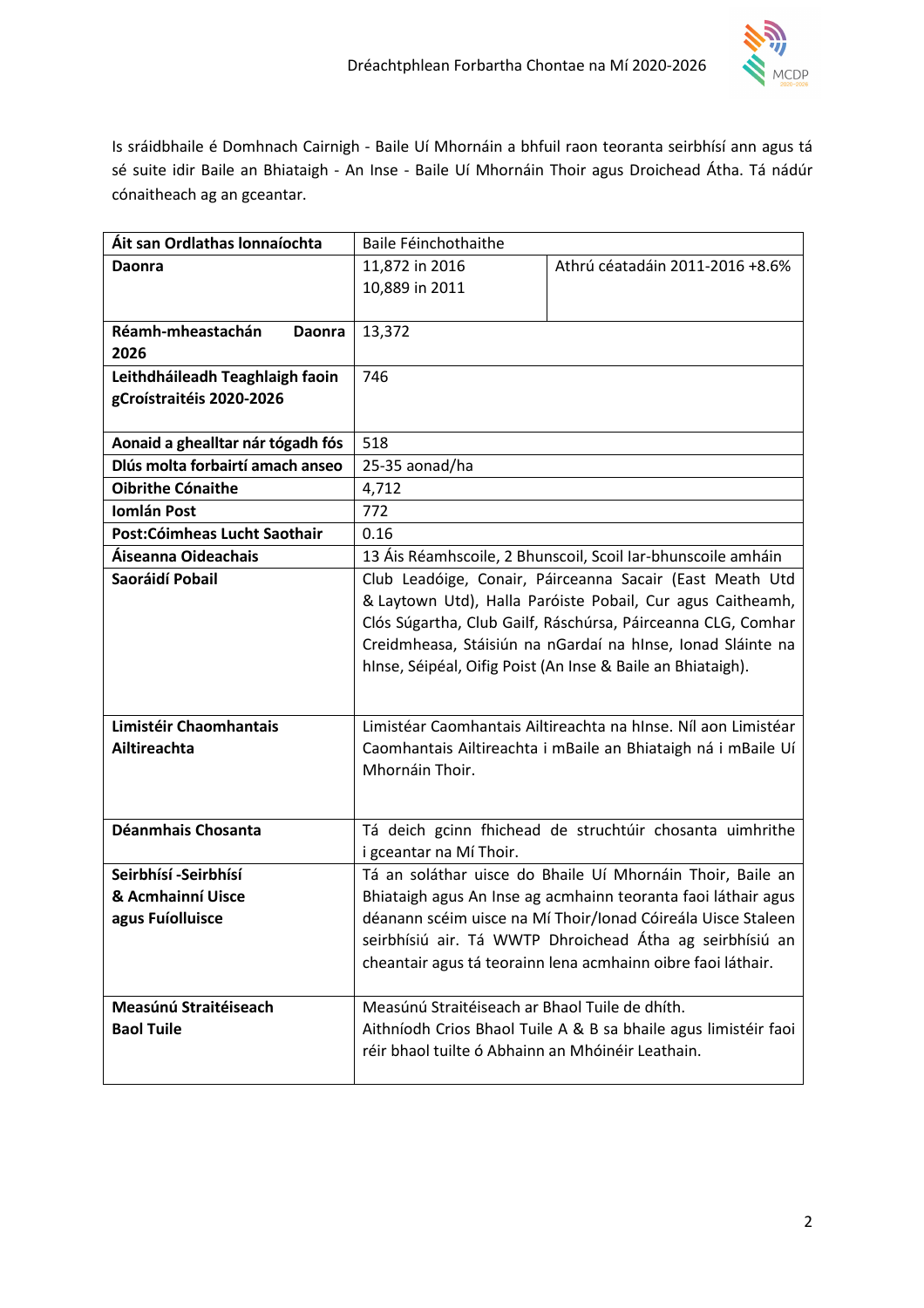Is sráidbhaile é Domhnach Cairnigh - Baile Uí Mhornáin a bhfuil raon teoranta seirbhísí ann agus tá sé suite idir Baile an Bhiataigh - An Inse - Baile Uí Mhornáin Thoir agus Droichead Átha. Tá nádúr cónaitheach ag an gceantar.

| **Áit san Ordlathas lonnaíochta** | Baile Féinchothaithe | |
|---|---|---|
| **Daonra** | 11,872 in 2016<br>10,889 in 2011 | Athrú céatadáin 2011-2016 +8.6% |
| **Réamh-mheastachán Daonra 2026** | 13,372 | |
| **Leithdháileadh Teaghlaigh faoin gCroístraitéis 2020-2026** | 746 | |
| **Aonaid a ghealltar nár tógadh fós** | 518 | |
| **Dlús molta forbairtí amach anseo** | 25-35 aonad/ha | |
| **Oibrithe Cónaithe** | 4,712 | |
| **Iomlán Post** | 772 | |
| **Post:Cóimheas Lucht Saothair** | 0.16 | |
| **Áiseanna Oideachais** | 13 Áis Réamhscoile, 2 Bhunscoil, Scoil Iar-bhunscoile amháin | |
| **Saoráidí Pobail** | Club Leadóige, Conair, Páirceanna Sacair (East Meath Utd & Laytown Utd), Halla Paróiste Pobail, Cur agus Caitheamh, Clós Súgartha, Club Gailf, Ráschúrsa, Páirceanna CLG, Comhar Creidmheasa, Stáisiún na nGardaí na hInse, Ionad Sláinte na hInse, Séipéal, Oifig Poist (An Inse & Baile an Bhiataigh). | |
| **Limistéir Chaomhantais Ailtireachta** | Limistéar Caomhantais Ailtireachta na hInse. Níl aon Limistéar Caomhantais Ailtireachta i mBaile an Bhiataigh ná i mBaile Uí Mhornáin Thoir. | |
| **Déanmhais Chosanta** | Tá deich gcinn fhichead de struchtúir chosanta uimhrithe i gceantar na Mí Thoir. | |
| **Seirbhísí -Seirbhísí & Acmhainní Uisce agus Fuíolluisce** | Tá an soláthar uisce do Bhaile Uí Mhornáin Thoir, Baile an Bhiataigh agus An Inse ag acmhainn teoranta faoi láthair agus déanann scéim uisce na Mí Thoir/Ionad Cóireála Uisce Staleen seirbhísiú air. Tá WWTP Dhroichead Átha ag seirbhísiú an cheantair agus tá teorainn lena acmhainn oibre faoi láthair. | |
| **Measúnú Straitéiseach Baol Tuile** | Measúnú Straitéiseach ar Bhaol Tuile de dhíth.<br>Aithníodh Crios Bhaol Tuile A & B sa bhaile agus limistéir faoi réir bhaol tuilte ó Abhainn an Mhóinéir Leathain. | |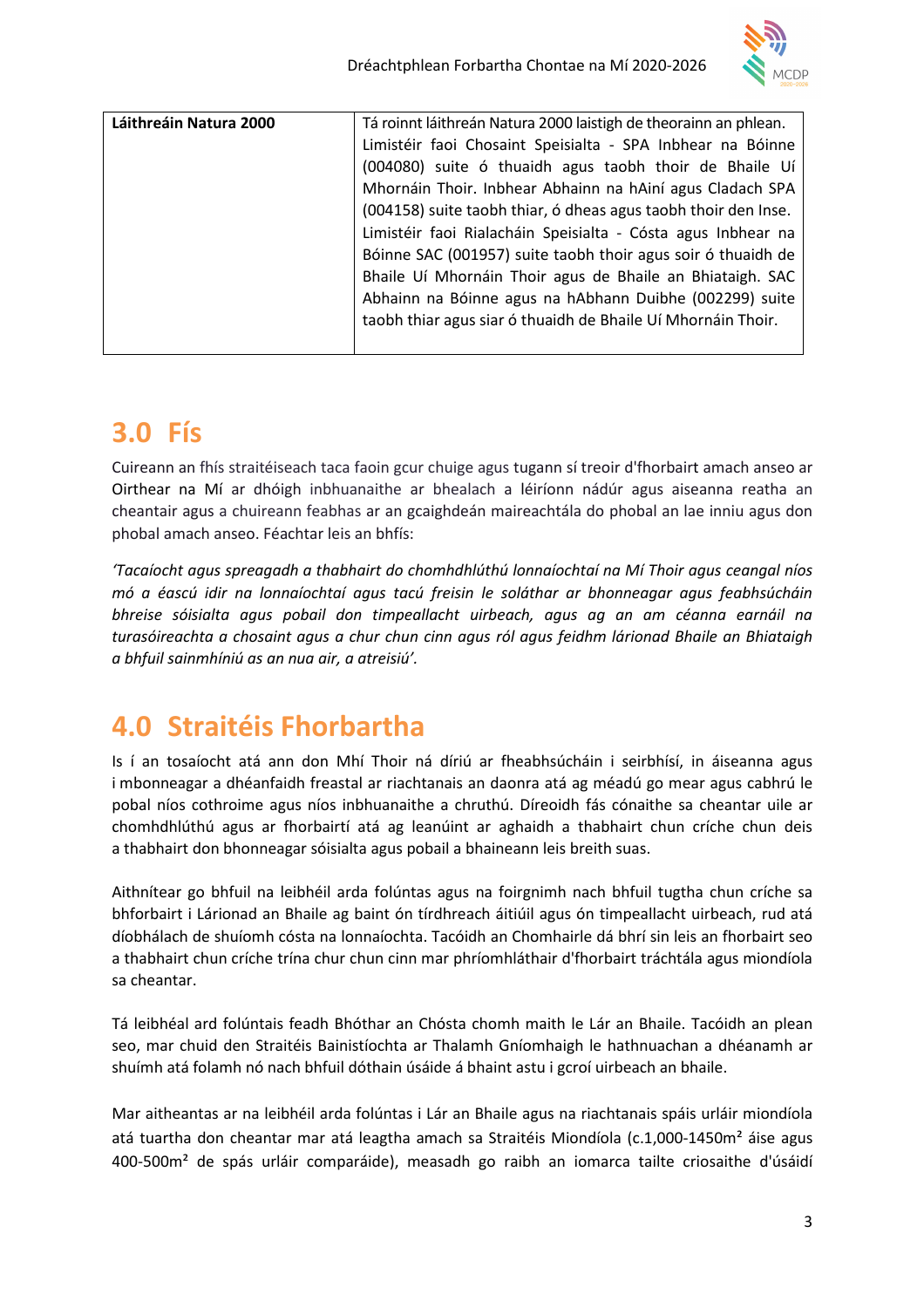| Láithreáin Natura 2000 | Tá roinnt láithreán Natura 2000 laistigh de theorainn an phlean. Limistéir faoi Chosaint Speisialta - SPA Inbhear na Bóinne (004080) suite ó thuaidh agus taobh thoir de Bhaile Uí Mhornáin Thoir. Inbhear Abhainn na hAiní agus Cladach SPA (004158) suite taobh thiar, ó dheas agus taobh thoir den Inse. Limistéir faoi Rialacháin Speisialta - Cósta agus Inbhear na Bóinne SAC (001957) suite taobh thoir agus soir ó thuaidh de Bhaile Uí Mhornáin Thoir agus de Bhaile an Bhiataigh. SAC Abhainn na Bóinne agus na hAbhann Duibhe (002299) suite taobh thiar agus siar ó thuaidh de Bhaile Uí Mhornáin Thoir. |
|---|---|

# 3.0 Fís

Cuireann an fhís straitéiseach taca faoin gcur chuige agus tugann sí treoir d'fhorbairt amach anseo ar Oirthear na Mí ar dhóigh inbhuanaithe ar bhealach a léiríonn nádúr agus aiseanna reatha an cheantair agus a chuireann feabhas ar an gcaighdeán maireachtála do phobal an lae inniu agus don phobal amach anseo. Féachtar leis an bhfís:

*'Tacaíocht agus spreagadh a thabhairt do chomhdhlúthú lonnaíochtaí na Mí Thoir agus ceangal níos mó a éascú idir na lonnaíochtaí agus tacú freisin le soláthar ar bhonneagar agus feabhsúcháin bhreise sóisialta agus pobail don timpeallacht uirbeach, agus ag an am céanna earnáil na turasóireachta a chosaint agus a chur chun cinn agus ról agus feidhm lárionad Bhaile an Bhiataigh a bhfuil sainmhíniú as an nua air, a atreisiú'.*

# 4.0 Straitéis Fhorbartha

Is í an tosaíocht atá ann don Mhí Thoir ná díriú ar fheabhsúcháin i seirbhísí, in áiseanna agus i mbonneagar a dhéanfaidh freastal ar riachtanais an daonra atá ag méadú go mear agus cabhrú le pobal níos cothroime agus níos inbhuanaithe a chruthú. Díreoidh fás cónaithe sa cheantar uile ar chomhdhlúthú agus ar fhorbairtí atá ag leanúint ar aghaidh a thabhairt chun críche chun deis a thabhairt don bhonneagar sóisialta agus pobail a bhaineann leis breith suas.

Aithnítear go bhfuil na leibhéil arda folúntas agus na foirgnimh nach bhfuil tugtha chun críche sa bhforbairt i Lárionad an Bhaile ag baint ón tírdhreach áitiúil agus ón timpeallacht uirbeach, rud atá díobhálach de shuíomh cósta na lonnaíochta. Tacóidh an Chomhairle dá bhrí sin leis an fhorbairt seo a thabhairt chun críche trína chur chun cinn mar phríomhláthair d'fhorbairt tráchtála agus miondíola sa cheantar.

Tá leibhéal ard folúntais feadh Bhóthar an Chósta chomh maith le Lár an Bhaile. Tacóidh an plean seo, mar chuid den Straitéis Bainistíochta ar Thalamh Gníomhaigh le hathnuachan a dhéanamh ar shuímh atá folamh nó nach bhfuil dóthain úsáide á bhaint astu i gcroí uirbeach an bhaile.

Mar aitheantas ar na leibhéil arda folúntas i Lár an Bhaile agus na riachtanais spáis urláir miondíola atá tuartha don cheantar mar atá leagtha amach sa Straitéis Miondíola (c.1,000-1450m² áise agus 400-500m² de spás urláir comparáide), measadh go raibh an iomarca tailte criosaithe d'úsáidí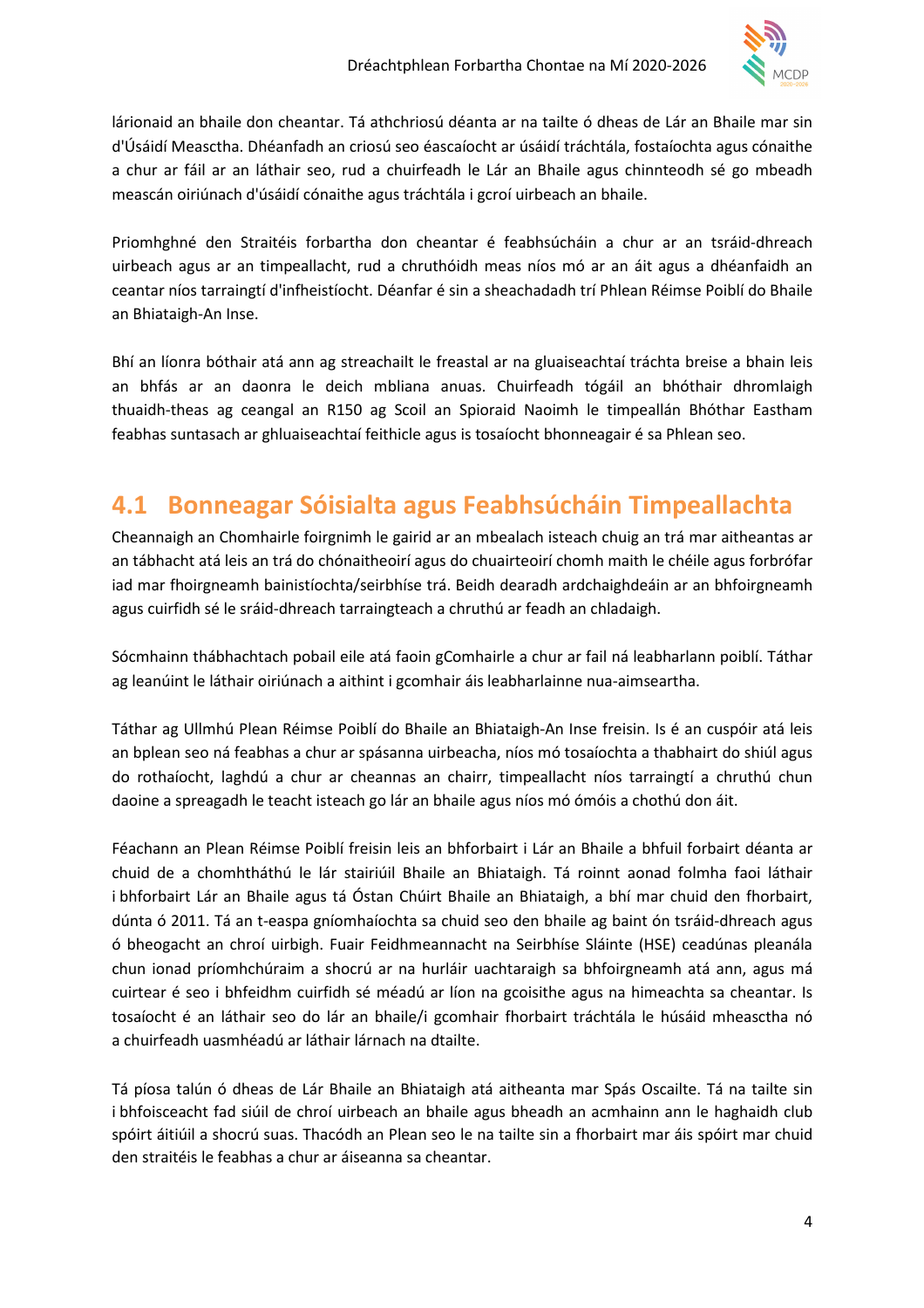lárionaid an bhaile don cheantar. Tá athchriosú déanta ar na tailte ó dheas de Lár an Bhaile mar sin d'Úsáidí Measctha. Dhéanfadh an criosú seo éascaíocht ar úsáidí tráchtála, fostaíochta agus cónaithe a chur ar fáil ar an láthair seo, rud a chuirfeadh le Lár an Bhaile agus chinnteodh sé go mbeadh meascán oiriúnach d'úsáidí cónaithe agus tráchtála i gcroí uirbeach an bhaile.

Priomhghné den Straitéis forbartha don cheantar é feabhsúcháin a chur ar an tsráid-dhreach uirbeach agus ar an timpeallacht, rud a chruthóidh meas níos mó ar an áit agus a dhéanfaidh an ceantar níos tarraingtí d'infheistíocht. Déanfar é sin a sheachadadh trí Phlean Réimse Poiblí do Bhaile an Bhiataigh-An Inse.

Bhí an líonra bóthair atá ann ag streachailt le freastal ar na gluaiseachtaí tráchta breise a bhain leis an bhfás ar an daonra le deich mbliana anuas. Chuirfeadh tógáil an bhóthair dhromlaigh thuaidh-theas ag ceangal an R150 ag Scoil an Spioraid Naoimh le timpeallán Bhóthar Eastham feabhas suntasach ar ghluaiseachtaí feithicle agus is tosaíocht bhonneagair é sa Phlean seo.

## 4.1 Bonneagar Sóisialta agus Feabhsúcháin Timpeallachta

Cheannaigh an Chomhairle foirgnimh le gairid ar an mbealach isteach chuig an trá mar aitheantas ar an tábhacht atá leis an trá do chónaitheoirí agus do chuairteoirí chomh maith le chéile agus forbrófar iad mar fhoirgneamh bainistíochta/seirbhíse trá. Beidh dearadh ardchaighdeáin ar an bhfoirgneamh agus cuirfidh sé le sráid-dhreach tarraingteach a chruthú ar feadh an chladaigh.

Sócmhainn thábhachtach pobail eile atá faoin gComhairle a chur ar fail ná leabharlann poiblí. Táthar ag leanúint le láthair oiriúnach a aithint i gcomhair áis leabharlainne nua-aimseartha.

Táthar ag Ullmhú Plean Réimse Poiblí do Bhaile an Bhiataigh-An Inse freisin. Is é an cuspóir atá leis an bplean seo ná feabhas a chur ar spásanna uirbeacha, níos mó tosaíochta a thabhairt do shiúl agus do rothaíocht, laghdú a chur ar cheannas an chairr, timpeallacht níos tarraingtí a chruthú chun daoine a spreagadh le teacht isteach go lár an bhaile agus níos mó ómóis a chothú don áit.

Féachann an Plean Réimse Poiblí freisin leis an bhforbairt i Lár an Bhaile a bhfuil forbairt déanta ar chuid de a chomhtháthú le lár stairiúil Bhaile an Bhiataigh. Tá roinnt aonad folmha faoi láthair i bhforbairt Lár an Bhaile agus tá Óstan Chúirt Bhaile an Bhiataigh, a bhí mar chuid den fhorbairt, dúnta ó 2011. Tá an t-easpa gníomhaíochta sa chuid seo den bhaile ag baint ón tsráid-dhreach agus ó bheogacht an chroí uirbigh. Fuair Feidhmeannacht na Seirbhíse Sláinte (HSE) ceadúnas pleanála chun ionad príomhchúraim a shocrú ar na hurláir uachtaraigh sa bhfoirgneamh atá ann, agus má cuirtear é seo i bhfeidhm cuirfidh sé méadú ar líon na gcoisithe agus na himeachta sa cheantar. Is tosaíocht é an láthair seo do lár an bhaile/i gcomhair fhorbairt tráchtála le húsáid mheasctha nó a chuirfeadh uasmhéadú ar láthair lárnach na dtailte.

Tá píosa talún ó dheas de Lár Bhaile an Bhiataigh atá aitheanta mar Spás Oscailte. Tá na tailte sin i bhfoisceacht fad siúil de chroí uirbeach an bhaile agus bheadh an acmhainn ann le haghaidh club spóirt áitiúil a shocrú suas. Thacódh an Plean seo le na tailte sin a fhorbairt mar áis spóirt mar chuid den straitéis le feabhas a chur ar áiseanna sa cheantar.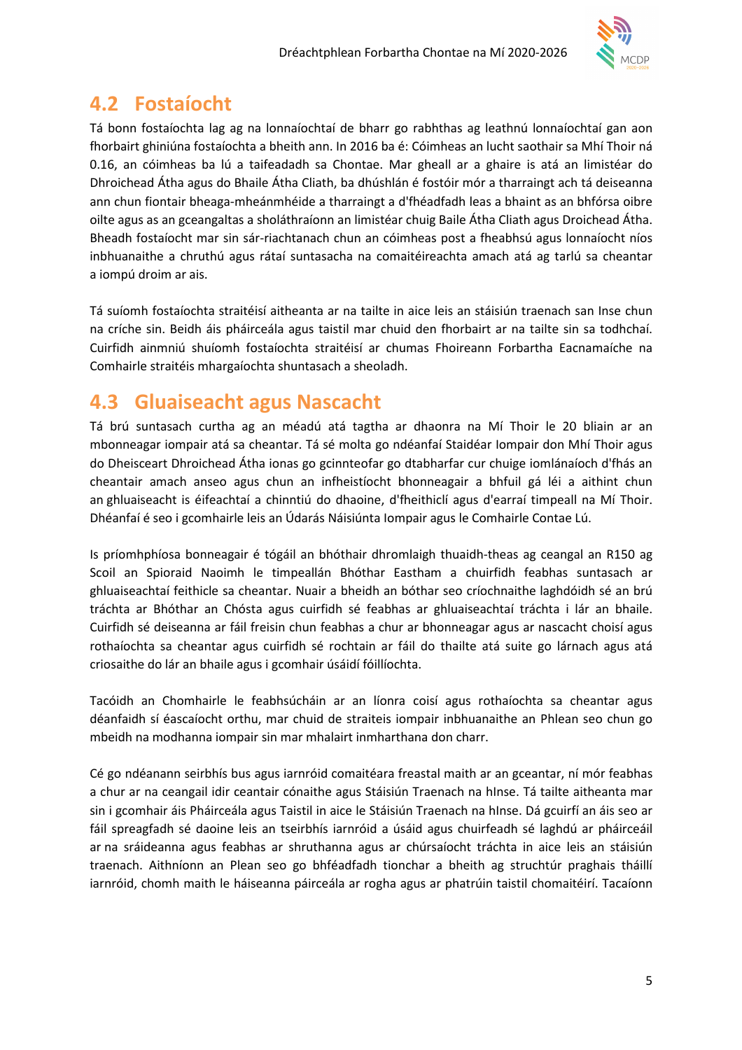## 4.2 Fostaíocht

Tá bonn fostaíochta lag ag na lonnaíochtaí de bharr go rabhthas ag leathnú lonnaíochtaí gan aon fhorbairt ghiniúna fostaíochta a bheith ann. In 2016 ba é: Cóimheas an lucht saothair sa Mhí Thoir ná 0.16, an cóimheas ba lú a taifeadadh sa Chontae. Mar gheall ar a ghaire is atá an limistéar do Dhroichead Átha agus do Bhaile Átha Cliath, ba dhúshlán é fostóir mór a tharraingt ach tá deiseanna ann chun fiontair bheaga-mheánmhéide a tharraingt a d'fhéadfadh leas a bhaint as an bhfórsa oibre oilte agus as an gceangaltas a sholáthraíonn an limistéar chuig Baile Átha Cliath agus Droichead Átha. Bheadh fostaíocht mar sin sár-riachtanach chun an cóimheas post a fheabhsú agus lonnaíocht níos inbhuanaithe a chruthú agus rátaí suntasacha na comaitéireachta amach atá ag tarlú sa cheantar a iompú droim ar ais.

Tá suíomh fostaíochta straitéisí aitheanta ar na tailte in aice leis an stáisiún traenach san Inse chun na críche sin. Beidh áis pháirceála agus taistil mar chuid den fhorbairt ar na tailte sin sa todhchaí. Cuirfidh ainmniú shuíomh fostaíochta straitéisí ar chumas Fhoireann Forbartha Eacnamaíche na Comhairle straitéis mhargaíochta shuntasach a sheoladh.

## 4.3 Gluaiseacht agus Nascacht

Tá brú suntasach curtha ag an méadú atá tagtha ar dhaonra na Mí Thoir le 20 bliain ar an mbonneagar iompair atá sa cheantar. Tá sé molta go ndéanfaí Staidéar Iompair don Mhí Thoir agus do Dheisceart Dhroichead Átha ionas go gcinnteofar go dtabharfar cur chuige iomlánaíoch d'fhás an cheantair amach anseo agus chun an infheistíocht bhonneagair a bhfuil gá léi a aithint chun an ghluaiseacht is éifeachtaí a chinntiú do dhaoine, d'fheithiclí agus d'earraí timpeall na Mí Thoir. Dhéanfaí é seo i gcomhairle leis an Údarás Náisiúnta Iompair agus le Comhairle Contae Lú.

Is príomhphíosa bonneagair é tógáil an bhóthair dhromlaigh thuaidh-theas ag ceangal an R150 ag Scoil an Spioraid Naoimh le timpeallán Bhóthar Eastham a chuirfidh feabhas suntasach ar ghluaiseachtaí feithicle sa cheantar. Nuair a bheidh an bóthar seo críochnaithe laghdóidh sé an brú tráchta ar Bhóthar an Chósta agus cuirfidh sé feabhas ar ghluaiseachtaí tráchta i lár an bhaile. Cuirfidh sé deiseanna ar fáil freisin chun feabhas a chur ar bhonneagar agus ar nascacht choisí agus rothaíochta sa cheantar agus cuirfidh sé rochtain ar fáil do thailte atá suite go lárnach agus atá criosaithe do lár an bhaile agus i gcomhair úsáidí fóillíochta.

Tacóidh an Chomhairle le feabhsúcháin ar an líonra coisí agus rothaíochta sa cheantar agus déanfaidh sí éascaíocht orthu, mar chuid de straiteis iompair inbhuanaithe an Phlean seo chun go mbeidh na modhanna iompair sin mar mhalairt inmharthana don charr.

Cé go ndéanann seirbhís bus agus iarnróid comaitéara freastal maith ar an gceantar, ní mór feabhas a chur ar na ceangail idir ceantair cónaithe agus Stáisiún Traenach na hInse. Tá tailte aitheanta mar sin i gcomhair áis Pháirceála agus Taistil in aice le Stáisiún Traenach na hInse. Dá gcuirfí an áis seo ar fáil spreagfadh sé daoine leis an tseirbhís iarnróid a úsáid agus chuirfeadh sé laghdú ar pháirceáil ar na sráideanna agus feabhas ar shruthanna agus ar chúrsaíocht tráchta in aice leis an stáisiún traenach. Aithníonn an Plean seo go bhféadfadh tionchar a bheith ag struchtúr praghais tháillí iarnróid, chomh maith le háiseanna páirceála ar rogha agus ar phatrúin taistil chomaitéirí. Tacaíonn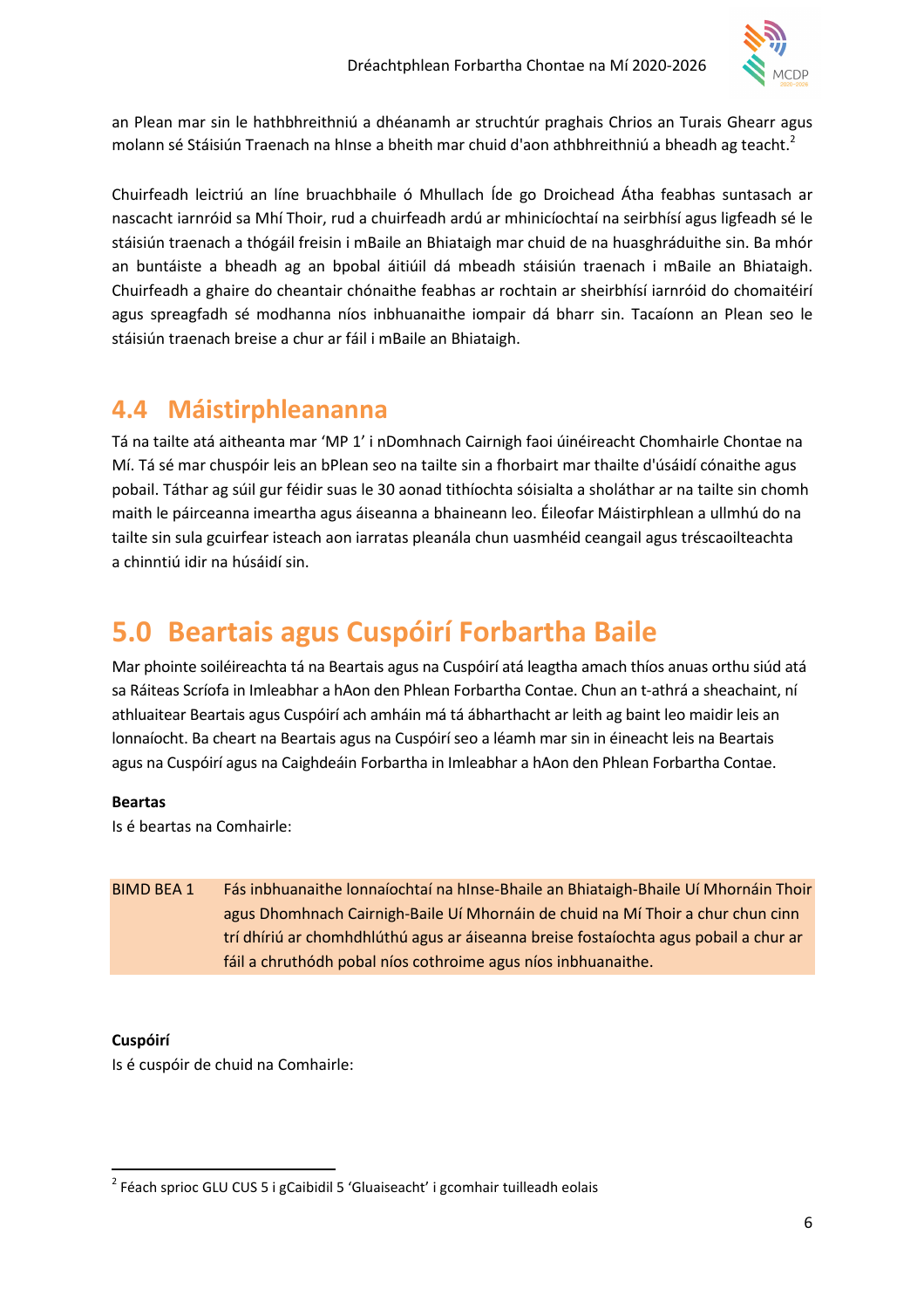an Plean mar sin le hathbhreithniú a dhéanamh ar struchtúr praghais Chrios an Turais Ghearr agus molann sé Stáisiún Traenach na hInse a bheith mar chuid d'aon athbhreithniú a bheadh ag teacht.[2]

Chuirfeadh leictriú an líne bruachbhaile ó Mhullach Íde go Droichead Átha feabhas suntasach ar nascacht iarnróid sa Mhí Thoir, rud a chuirfeadh ardú ar mhinicíochtaí na seirbhísí agus ligfeadh sé le stáisiún traenach a thógáil freisin i mBaile an Bhiataigh mar chuid de na huasghráduithe sin. Ba mhór an buntáiste a bheadh ag an bpobal áitiúil dá mbeadh stáisiún traenach i mBaile an Bhiataigh. Chuirfeadh a ghaire do cheantair chónaithe feabhas ar rochtain ar sheirbhísí iarnróid do chomaitéirí agus spreagfadh sé modhanna níos inbhuanaithe iompair dá bharr sin. Tacaíonn an Plean seo le stáisiún traenach breise a chur ar fáil i mBaile an Bhiataigh.

## 4.4 Máistirphleananna

Tá na tailte atá aitheanta mar 'MP 1' i nDomhnach Cairnigh faoi úinéireacht Chomhairle Chontae na Mí. Tá sé mar chuspóir leis an bPlean seo na tailte sin a fhorbairt mar thailte d'úsáidí cónaithe agus pobail. Táthar ag súil gur féidir suas le 30 aonad tithíochta sóisialta a sholáthar ar na tailte sin chomh maith le páirceanna imeartha agus áiseanna a bhaineann leo. Éileofar Máistirphlean a ullmhú do na tailte sin sula gcuirfear isteach aon iarratas pleanála chun uasmhéid ceangail agus tréscaoilteachta a chinntiú idir na húsáidí sin.

# 5.0 Beartais agus Cuspóirí Forbartha Baile

Mar phointe soiléireachta tá na Beartais agus na Cuspóirí atá leagtha amach thíos anuas orthu siúd atá sa Ráiteas Scríofa in Imleabhar a hAon den Phlean Forbartha Contae. Chun an t-athrá a sheachaint, ní athluaitear Beartais agus Cuspóirí ach amháin má tá ábharthacht ar leith ag baint leo maidir leis an lonnaíocht. Ba cheart na Beartais agus na Cuspóirí seo a léamh mar sin in éineacht leis na Beartais agus na Cuspóirí agus na Caighdeáin Forbartha in Imleabhar a hAon den Phlean Forbartha Contae.

**Beartas**

Is é beartas na Comhairle:

| | |
|---|---|
| BIMD BEA 1 | Fás inbhuanaithe lonnaíochtaí na hInse-Bhaile an Bhiataigh-Bhaile Uí Mhornáin Thoir agus Dhomhnach Cairnigh-Baile Uí Mhornáin de chuid na Mí Thoir a chur chun cinn trí dhíriú ar chomhdhlúthú agus ar áiseanna breise fostaíochta agus pobail a chur ar fáil a chruthódh pobal níos cothroime agus níos inbhuanaithe. |

**Cuspóirí**

Is é cuspóir de chuid na Comhairle:

[2] Féach sprioc GLU CUS 5 i gCaibidil 5 'Gluaiseacht' i gcomhair tuilleadh eolais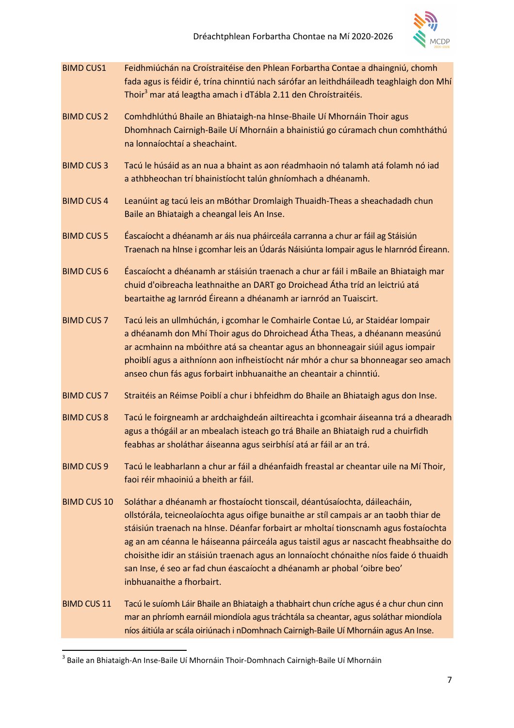| | |
|---|---|
| BIMD CUS1 | Feidhmiúchán na Croístraitéise den Phlean Forbartha Contae a dhaingniú, chomh fada agus is féidir é, trína chinntiú nach sárófar an leithdháileadh teaghlaigh don Mhí Thoir[3] mar atá leagtha amach i dTábla 2.11 den Chroístraitéis. |
| BIMD CUS 2 | Comhdhlúthú Bhaile an Bhiataigh-na hInse-Bhaile Uí Mhornáin Thoir agus Dhomhnach Cairnigh-Baile Uí Mhornáin a bhainistiú go cúramach chun comhtháthú na lonnaíochtaí a sheachaint. |
| BIMD CUS 3 | Tacú le húsáid as an nua a bhaint as aon réadmhaoin nó talamh atá folamh nó iad a athbheochan trí bhainistíocht talún ghníomhach a dhéanamh. |
| BIMD CUS 4 | Leanúint ag tacú leis an mBóthar Dromlaigh Thuaidh-Theas a sheachadadh chun Baile an Bhiataigh a cheangal leis An Inse. |
| BIMD CUS 5 | Éascaíocht a dhéanamh ar áis nua pháirceála carranna a chur ar fáil ag Stáisiún Traenach na hInse i gcomhar leis an Údarás Náisiúnta Iompair agus le hIarnród Éireann. |
| BIMD CUS 6 | Éascaíocht a dhéanamh ar stáisiún traenach a chur ar fáil i mBaile an Bhiataigh mar chuid d'oibreacha leathnaithe an DART go Droichead Átha tríd an leictriú atá beartaithe ag Iarnród Éireann a dhéanamh ar iarnród an Tuaiscirt. |
| BIMD CUS 7 | Tacú leis an ullmhúchán, i gcomhar le Comhairle Contae Lú, ar Staidéar Iompair a dhéanamh don Mhí Thoir agus do Dhroichead Átha Theas, a dhéanann measúnú ar acmhainn na mbóithre atá sa cheantar agus an bhonneagair siúil agus iompair phoiblí agus a aithníonn aon infheistíocht nár mhór a chur sa bhonneagar seo amach anseo chun fás agus forbairt inbhuanaithe an cheantair a chinntiú. |
| BIMD CUS 7 | Straitéis an Réimse Poiblí a chur i bhfeidhm do Bhaile an Bhiataigh agus don Inse. |
| BIMD CUS 8 | Tacú le foirgneamh ar ardchaighdeán ailtireachta i gcomhair áiseanna trá a dhearadh agus a thógáil ar an mbealach isteach go trá Bhaile an Bhiataigh rud a chuirfidh feabhas ar sholáthar áiseanna agus seirbhísí atá ar fáil ar an trá. |
| BIMD CUS 9 | Tacú le leabharlann a chur ar fáil a dhéanfaidh freastal ar cheantar uile na Mí Thoir, faoi réir mhaoiniú a bheith ar fáil. |
| BIMD CUS 10 | Soláthar a dhéanamh ar fhostaíocht tionscail, déantúsaíochta, dáileacháin, ollstórála, teicneolaíochta agus oifige bunaithe ar stíl campais ar an taobh thiar de stáisiún traenach na hInse. Déanfar forbairt ar mholtaí tionscnamh agus fostaíochta ag an am céanna le háiseanna páirceála agus taistil agus ar nascacht fheabhsaithe do choisithe idir an stáisiún traenach agus an lonnaíocht chónaithe níos faide ó thuaidh san Inse, é seo ar fad chun éascaíocht a dhéanamh ar phobal 'oibre beo' inbhuanaithe a fhorbairt. |
| BIMD CUS 11 | Tacú le suíomh Láir Bhaile an Bhiataigh a thabhairt chun críche agus é a chur chun cinn mar an phríomh earnáil miondíola agus tráchtála sa cheantar, agus soláthar miondíola níos áitiúla ar scála oiriúnach i nDomhnach Cairnigh-Baile Uí Mhornáin agus An Inse. |

[3] Baile an Bhiataigh-An Inse-Baile Uí Mhornáin Thoir-Domhnach Cairnigh-Baile Uí Mhornáin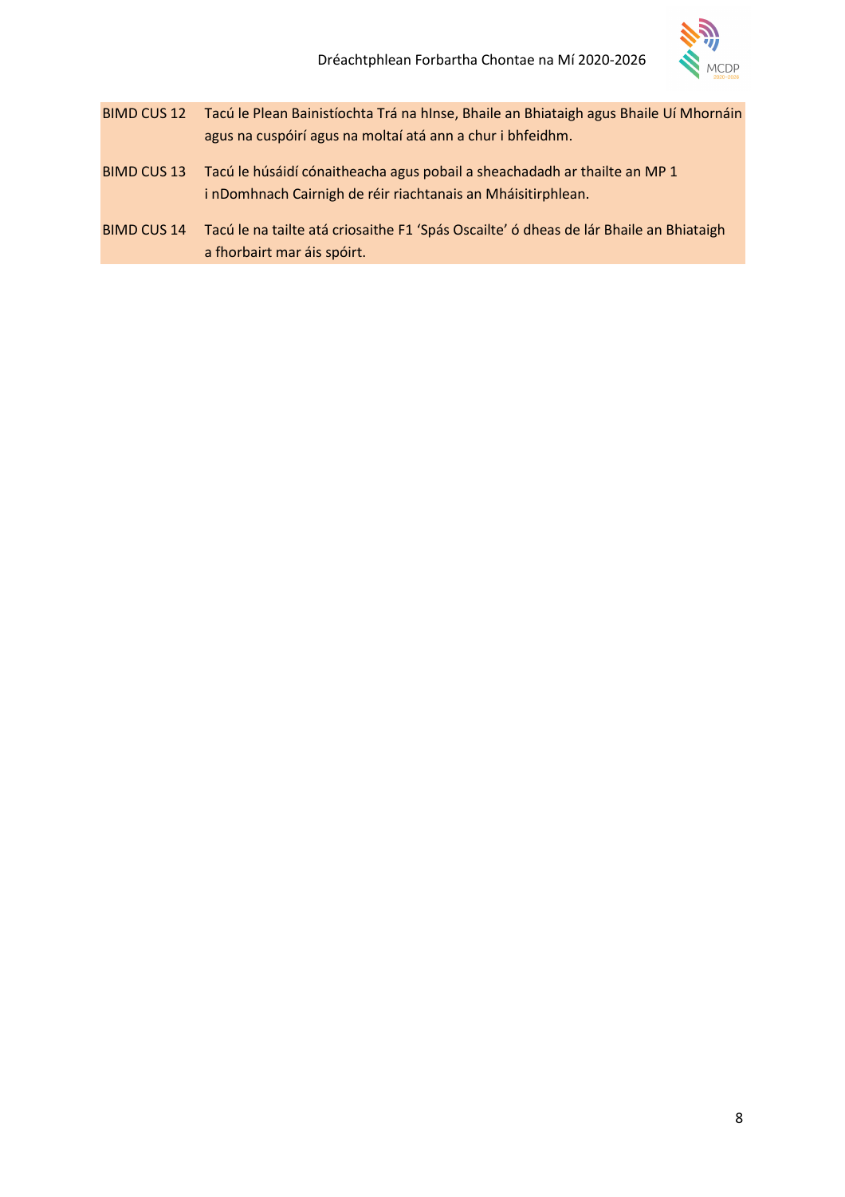| | |
|---|---|
| BIMD CUS 12 | Tacú le Plean Bainistíochta Trá na hInse, Bhaile an Bhiataigh agus Bhaile Uí Mhornáin agus na cuspóirí agus na moltaí atá ann a chur i bhfeidhm. |
| BIMD CUS 13 | Tacú le húsáidí cónaitheacha agus pobail a sheachadadh ar thailte an MP 1 i nDomhnach Cairnigh de réir riachtanais an Mháisitirphlean. |
| BIMD CUS 14 | Tacú le na tailte atá criosaithe F1 'Spás Oscailte' ó dheas de lár Bhaile an Bhiataigh a fhorbairt mar áis spóirt. |